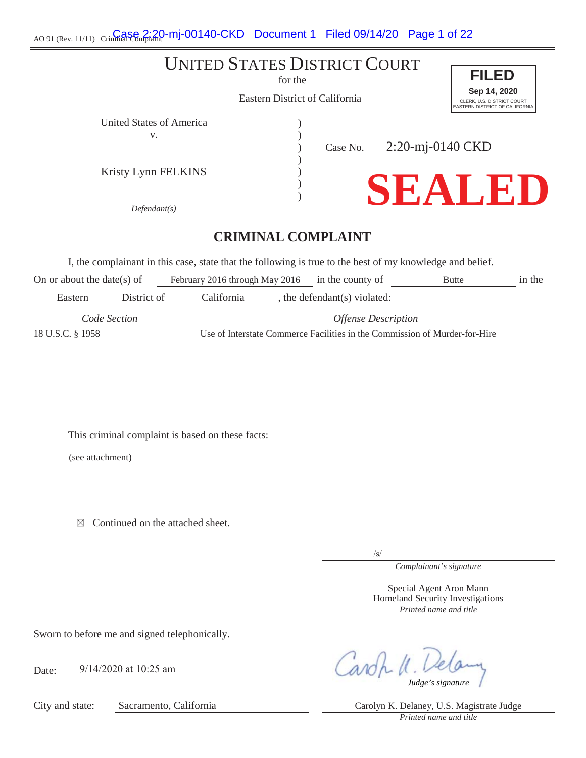AO 91 (Rev. 11/11) Criminal Complaint

# UNITED STATES DISTRICT COURT

for the

Eastern District of California

**FILED**
**Sep 14, 2020**
CLERK, U.S. DISTRICT COURT
EASTERN DISTRICT OF CALIFORNIA

United States of America
v.

Kristy Lynn FELKINS

*Defendant(s)*

Case No. 2:20-mj-0140 CKD

**SEALED**

## CRIMINAL COMPLAINT

I, the complainant in this case, state that the following is true to the best of my knowledge and belief.

On or about the date(s) of February 2016 through May 2016 in the county of Butte in the Eastern District of California, the defendant(s) violated:

| *Code Section* | *Offense Description* |
|---|---|
| 18 U.S.C. § 1958 | Use of Interstate Commerce Facilities in the Commission of Murder-for-Hire |

This criminal complaint is based on these facts:

(see attachment)

☒ Continued on the attached sheet.

/s/
*Complainant's signature*

Special Agent Aron Mann
Homeland Security Investigations
*Printed name and title*

Sworn to before me and signed telephonically.

Date: 9/14/2020 at 10:25 am

*Judge's signature*

City and state: Sacramento, California

Carolyn K. Delaney, U.S. Magistrate Judge
*Printed name and title*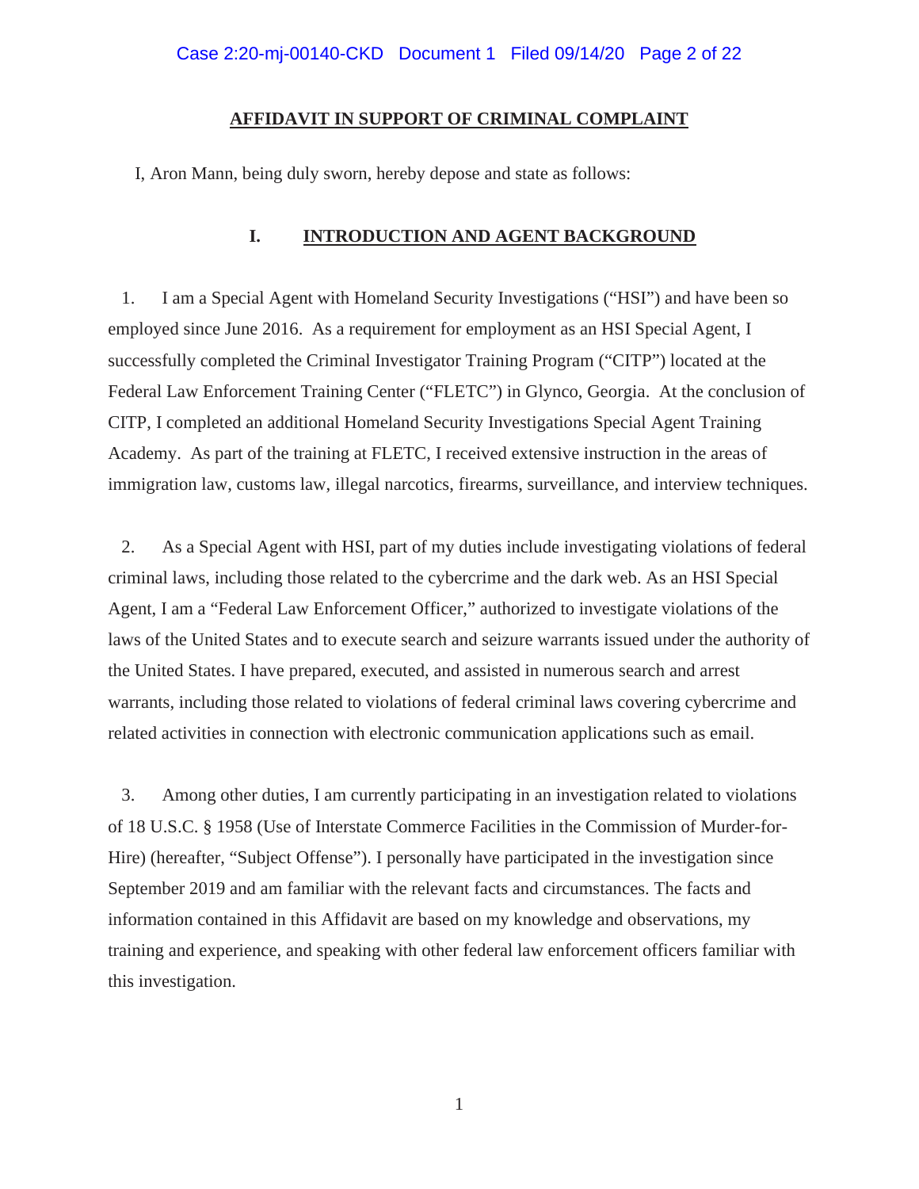## AFFIDAVIT IN SUPPORT OF CRIMINAL COMPLAINT

I, Aron Mann, being duly sworn, hereby depose and state as follows:

### I. INTRODUCTION AND AGENT BACKGROUND

1. I am a Special Agent with Homeland Security Investigations ("HSI") and have been so employed since June 2016. As a requirement for employment as an HSI Special Agent, I successfully completed the Criminal Investigator Training Program ("CITP") located at the Federal Law Enforcement Training Center ("FLETC") in Glynco, Georgia. At the conclusion of CITP, I completed an additional Homeland Security Investigations Special Agent Training Academy. As part of the training at FLETC, I received extensive instruction in the areas of immigration law, customs law, illegal narcotics, firearms, surveillance, and interview techniques.

2. As a Special Agent with HSI, part of my duties include investigating violations of federal criminal laws, including those related to the cybercrime and the dark web. As an HSI Special Agent, I am a "Federal Law Enforcement Officer," authorized to investigate violations of the laws of the United States and to execute search and seizure warrants issued under the authority of the United States. I have prepared, executed, and assisted in numerous search and arrest warrants, including those related to violations of federal criminal laws covering cybercrime and related activities in connection with electronic communication applications such as email.

3. Among other duties, I am currently participating in an investigation related to violations of 18 U.S.C. § 1958 (Use of Interstate Commerce Facilities in the Commission of Murder-for-Hire) (hereafter, "Subject Offense"). I personally have participated in the investigation since September 2019 and am familiar with the relevant facts and circumstances. The facts and information contained in this Affidavit are based on my knowledge and observations, my training and experience, and speaking with other federal law enforcement officers familiar with this investigation.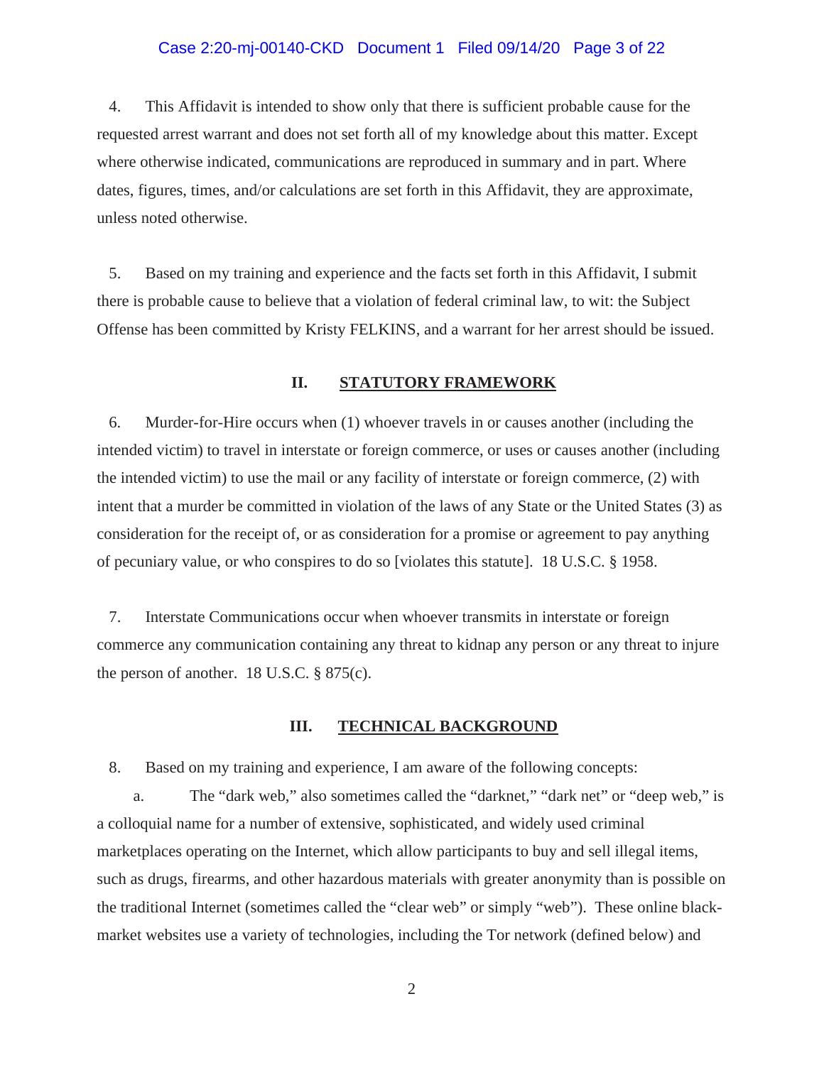4. This Affidavit is intended to show only that there is sufficient probable cause for the requested arrest warrant and does not set forth all of my knowledge about this matter. Except where otherwise indicated, communications are reproduced in summary and in part. Where dates, figures, times, and/or calculations are set forth in this Affidavit, they are approximate, unless noted otherwise.

5. Based on my training and experience and the facts set forth in this Affidavit, I submit there is probable cause to believe that a violation of federal criminal law, to wit: the Subject Offense has been committed by Kristy FELKINS, and a warrant for her arrest should be issued.

## II. STATUTORY FRAMEWORK

6. Murder-for-Hire occurs when (1) whoever travels in or causes another (including the intended victim) to travel in interstate or foreign commerce, or uses or causes another (including the intended victim) to use the mail or any facility of interstate or foreign commerce, (2) with intent that a murder be committed in violation of the laws of any State or the United States (3) as consideration for the receipt of, or as consideration for a promise or agreement to pay anything of pecuniary value, or who conspires to do so [violates this statute]. 18 U.S.C. § 1958.

7. Interstate Communications occur when whoever transmits in interstate or foreign commerce any communication containing any threat to kidnap any person or any threat to injure the person of another. 18 U.S.C. § 875(c).

## III. TECHNICAL BACKGROUND

8. Based on my training and experience, I am aware of the following concepts:

a. The "dark web," also sometimes called the "darknet," "dark net" or "deep web," is a colloquial name for a number of extensive, sophisticated, and widely used criminal marketplaces operating on the Internet, which allow participants to buy and sell illegal items, such as drugs, firearms, and other hazardous materials with greater anonymity than is possible on the traditional Internet (sometimes called the "clear web" or simply "web"). These online black-market websites use a variety of technologies, including the Tor network (defined below) and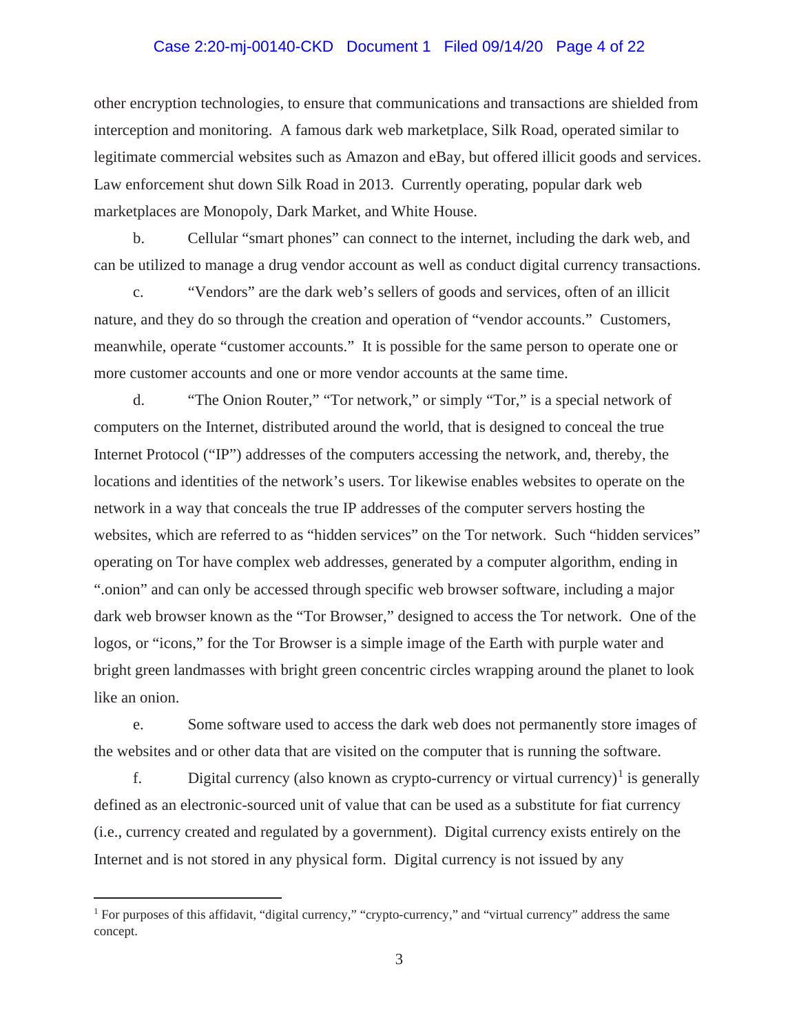other encryption technologies, to ensure that communications and transactions are shielded from interception and monitoring. A famous dark web marketplace, Silk Road, operated similar to legitimate commercial websites such as Amazon and eBay, but offered illicit goods and services. Law enforcement shut down Silk Road in 2013. Currently operating, popular dark web marketplaces are Monopoly, Dark Market, and White House.

b. Cellular "smart phones" can connect to the internet, including the dark web, and can be utilized to manage a drug vendor account as well as conduct digital currency transactions.

c. "Vendors" are the dark web's sellers of goods and services, often of an illicit nature, and they do so through the creation and operation of "vendor accounts." Customers, meanwhile, operate "customer accounts." It is possible for the same person to operate one or more customer accounts and one or more vendor accounts at the same time.

d. "The Onion Router," "Tor network," or simply "Tor," is a special network of computers on the Internet, distributed around the world, that is designed to conceal the true Internet Protocol ("IP") addresses of the computers accessing the network, and, thereby, the locations and identities of the network's users. Tor likewise enables websites to operate on the network in a way that conceals the true IP addresses of the computer servers hosting the websites, which are referred to as "hidden services" on the Tor network. Such "hidden services" operating on Tor have complex web addresses, generated by a computer algorithm, ending in ".onion" and can only be accessed through specific web browser software, including a major dark web browser known as the "Tor Browser," designed to access the Tor network. One of the logos, or "icons," for the Tor Browser is a simple image of the Earth with purple water and bright green landmasses with bright green concentric circles wrapping around the planet to look like an onion.

e. Some software used to access the dark web does not permanently store images of the websites and or other data that are visited on the computer that is running the software.

f. Digital currency (also known as crypto-currency or virtual currency)[1] is generally defined as an electronic-sourced unit of value that can be used as a substitute for fiat currency (i.e., currency created and regulated by a government). Digital currency exists entirely on the Internet and is not stored in any physical form. Digital currency is not issued by any

[1] For purposes of this affidavit, "digital currency," "crypto-currency," and "virtual currency" address the same concept.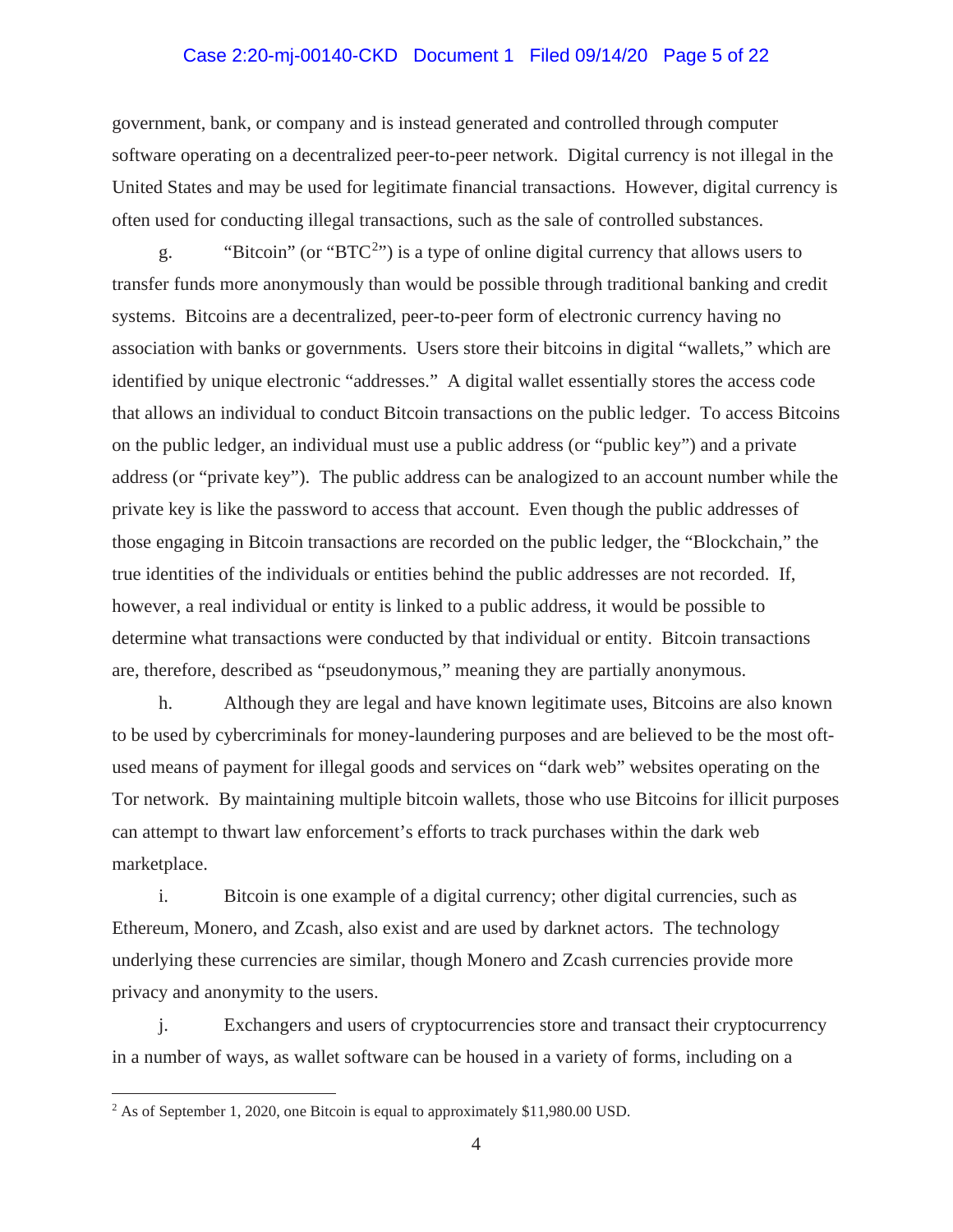government, bank, or company and is instead generated and controlled through computer software operating on a decentralized peer-to-peer network. Digital currency is not illegal in the United States and may be used for legitimate financial transactions. However, digital currency is often used for conducting illegal transactions, such as the sale of controlled substances.

g. "Bitcoin" (or "BTC[2]") is a type of online digital currency that allows users to transfer funds more anonymously than would be possible through traditional banking and credit systems. Bitcoins are a decentralized, peer-to-peer form of electronic currency having no association with banks or governments. Users store their bitcoins in digital "wallets," which are identified by unique electronic "addresses." A digital wallet essentially stores the access code that allows an individual to conduct Bitcoin transactions on the public ledger. To access Bitcoins on the public ledger, an individual must use a public address (or "public key") and a private address (or "private key"). The public address can be analogized to an account number while the private key is like the password to access that account. Even though the public addresses of those engaging in Bitcoin transactions are recorded on the public ledger, the "Blockchain," the true identities of the individuals or entities behind the public addresses are not recorded. If, however, a real individual or entity is linked to a public address, it would be possible to determine what transactions were conducted by that individual or entity. Bitcoin transactions are, therefore, described as "pseudonymous," meaning they are partially anonymous.

h. Although they are legal and have known legitimate uses, Bitcoins are also known to be used by cybercriminals for money-laundering purposes and are believed to be the most oft-used means of payment for illegal goods and services on "dark web" websites operating on the Tor network. By maintaining multiple bitcoin wallets, those who use Bitcoins for illicit purposes can attempt to thwart law enforcement's efforts to track purchases within the dark web marketplace.

i. Bitcoin is one example of a digital currency; other digital currencies, such as Ethereum, Monero, and Zcash, also exist and are used by darknet actors. The technology underlying these currencies are similar, though Monero and Zcash currencies provide more privacy and anonymity to the users.

j. Exchangers and users of cryptocurrencies store and transact their cryptocurrency in a number of ways, as wallet software can be housed in a variety of forms, including on a

[2] As of September 1, 2020, one Bitcoin is equal to approximately $11,980.00 USD.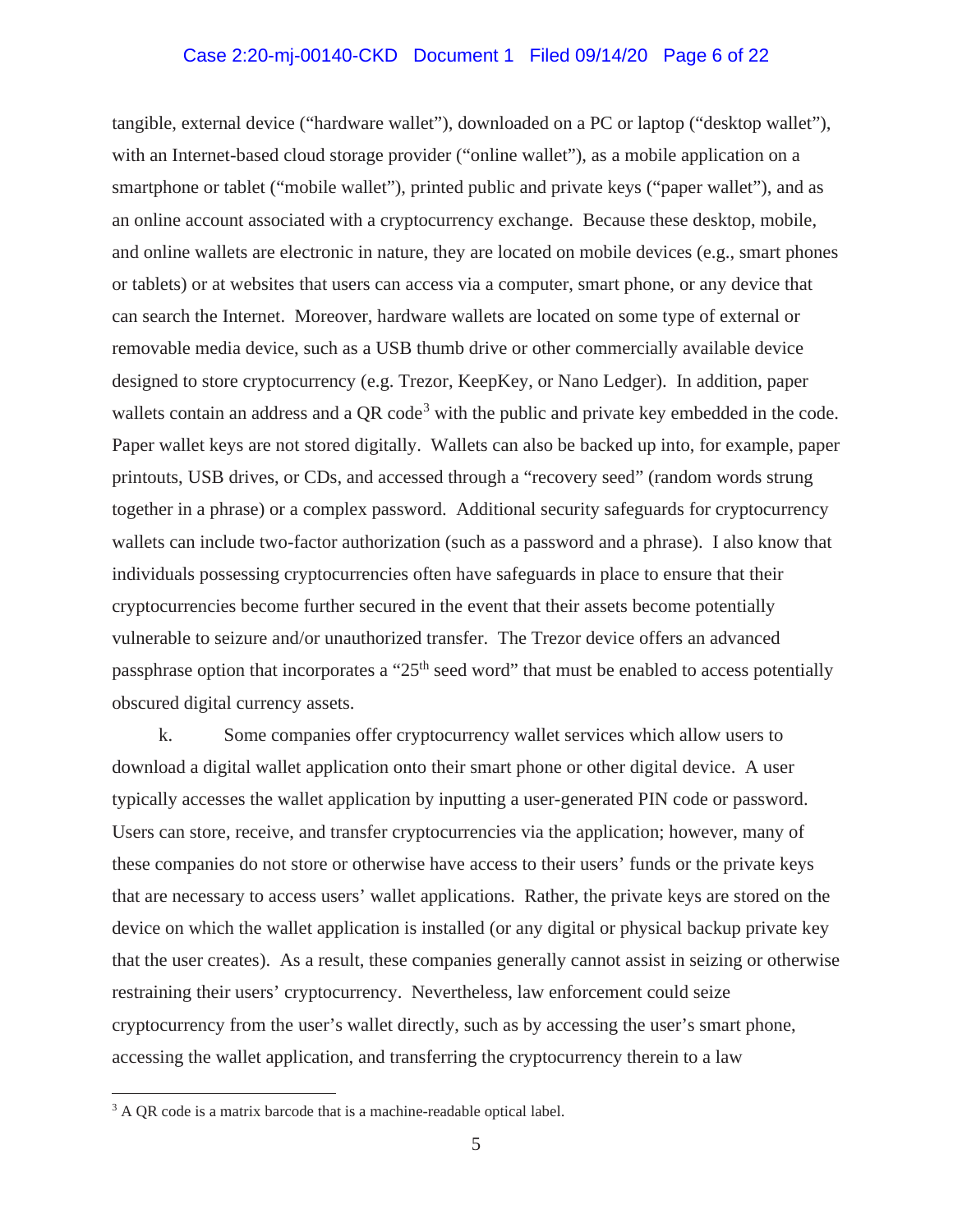tangible, external device ("hardware wallet"), downloaded on a PC or laptop ("desktop wallet"), with an Internet-based cloud storage provider ("online wallet"), as a mobile application on a smartphone or tablet ("mobile wallet"), printed public and private keys ("paper wallet"), and as an online account associated with a cryptocurrency exchange. Because these desktop, mobile, and online wallets are electronic in nature, they are located on mobile devices (e.g., smart phones or tablets) or at websites that users can access via a computer, smart phone, or any device that can search the Internet. Moreover, hardware wallets are located on some type of external or removable media device, such as a USB thumb drive or other commercially available device designed to store cryptocurrency (e.g. Trezor, KeepKey, or Nano Ledger). In addition, paper wallets contain an address and a QR code[3] with the public and private key embedded in the code. Paper wallet keys are not stored digitally. Wallets can also be backed up into, for example, paper printouts, USB drives, or CDs, and accessed through a "recovery seed" (random words strung together in a phrase) or a complex password. Additional security safeguards for cryptocurrency wallets can include two-factor authorization (such as a password and a phrase). I also know that individuals possessing cryptocurrencies often have safeguards in place to ensure that their cryptocurrencies become further secured in the event that their assets become potentially vulnerable to seizure and/or unauthorized transfer. The Trezor device offers an advanced passphrase option that incorporates a "25th seed word" that must be enabled to access potentially obscured digital currency assets.

k. Some companies offer cryptocurrency wallet services which allow users to download a digital wallet application onto their smart phone or other digital device. A user typically accesses the wallet application by inputting a user-generated PIN code or password. Users can store, receive, and transfer cryptocurrencies via the application; however, many of these companies do not store or otherwise have access to their users' funds or the private keys that are necessary to access users' wallet applications. Rather, the private keys are stored on the device on which the wallet application is installed (or any digital or physical backup private key that the user creates). As a result, these companies generally cannot assist in seizing or otherwise restraining their users' cryptocurrency. Nevertheless, law enforcement could seize cryptocurrency from the user's wallet directly, such as by accessing the user's smart phone, accessing the wallet application, and transferring the cryptocurrency therein to a law

[3] A QR code is a matrix barcode that is a machine-readable optical label.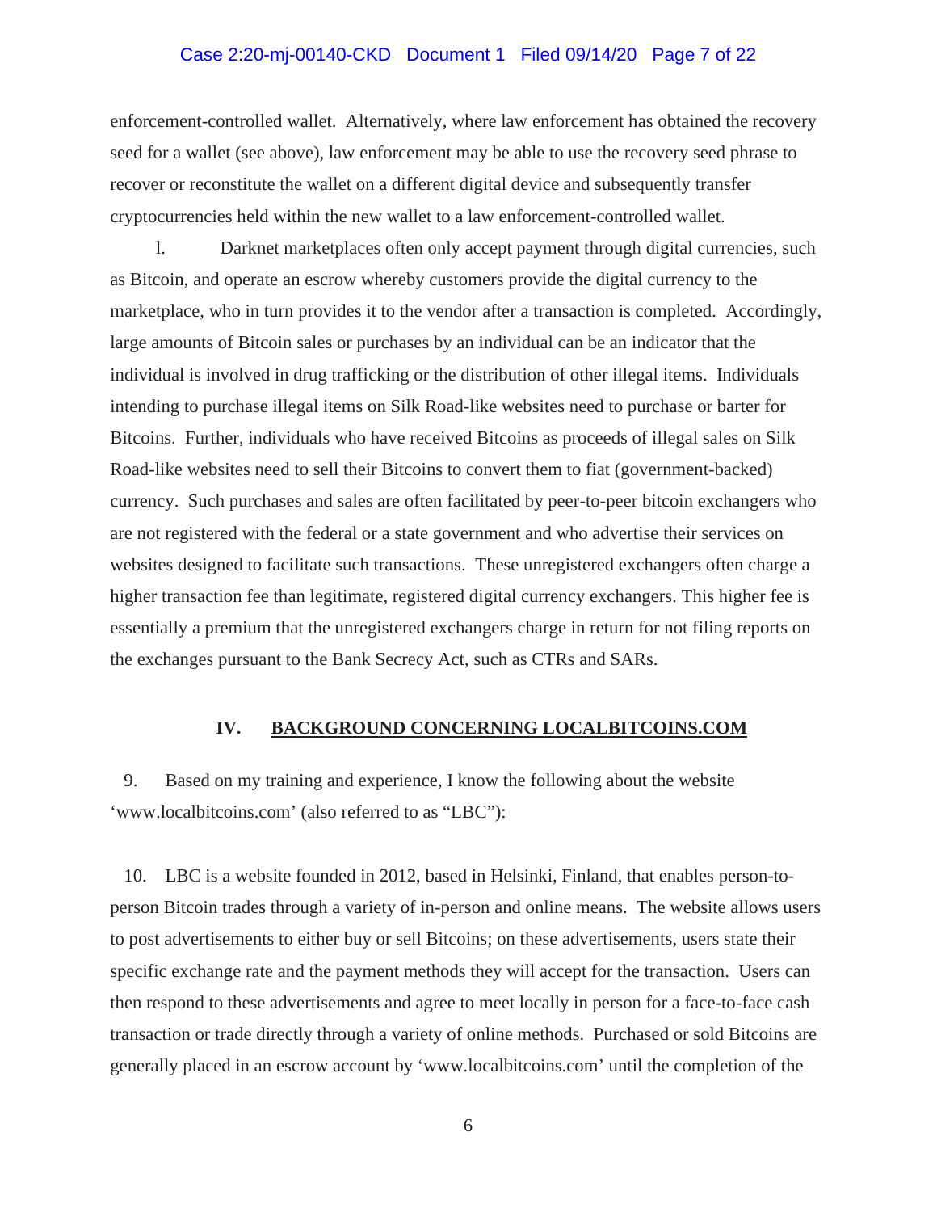enforcement-controlled wallet. Alternatively, where law enforcement has obtained the recovery seed for a wallet (see above), law enforcement may be able to use the recovery seed phrase to recover or reconstitute the wallet on a different digital device and subsequently transfer cryptocurrencies held within the new wallet to a law enforcement-controlled wallet.

l. Darknet marketplaces often only accept payment through digital currencies, such as Bitcoin, and operate an escrow whereby customers provide the digital currency to the marketplace, who in turn provides it to the vendor after a transaction is completed. Accordingly, large amounts of Bitcoin sales or purchases by an individual can be an indicator that the individual is involved in drug trafficking or the distribution of other illegal items. Individuals intending to purchase illegal items on Silk Road-like websites need to purchase or barter for Bitcoins. Further, individuals who have received Bitcoins as proceeds of illegal sales on Silk Road-like websites need to sell their Bitcoins to convert them to fiat (government-backed) currency. Such purchases and sales are often facilitated by peer-to-peer bitcoin exchangers who are not registered with the federal or a state government and who advertise their services on websites designed to facilitate such transactions. These unregistered exchangers often charge a higher transaction fee than legitimate, registered digital currency exchangers. This higher fee is essentially a premium that the unregistered exchangers charge in return for not filing reports on the exchanges pursuant to the Bank Secrecy Act, such as CTRs and SARs.

## IV. <u>BACKGROUND CONCERNING LOCALBITCOINS.COM</u>

9. Based on my training and experience, I know the following about the website 'www.localbitcoins.com' (also referred to as "LBC"):

10. LBC is a website founded in 2012, based in Helsinki, Finland, that enables person-to-person Bitcoin trades through a variety of in-person and online means. The website allows users to post advertisements to either buy or sell Bitcoins; on these advertisements, users state their specific exchange rate and the payment methods they will accept for the transaction. Users can then respond to these advertisements and agree to meet locally in person for a face-to-face cash transaction or trade directly through a variety of online methods. Purchased or sold Bitcoins are generally placed in an escrow account by 'www.localbitcoins.com' until the completion of the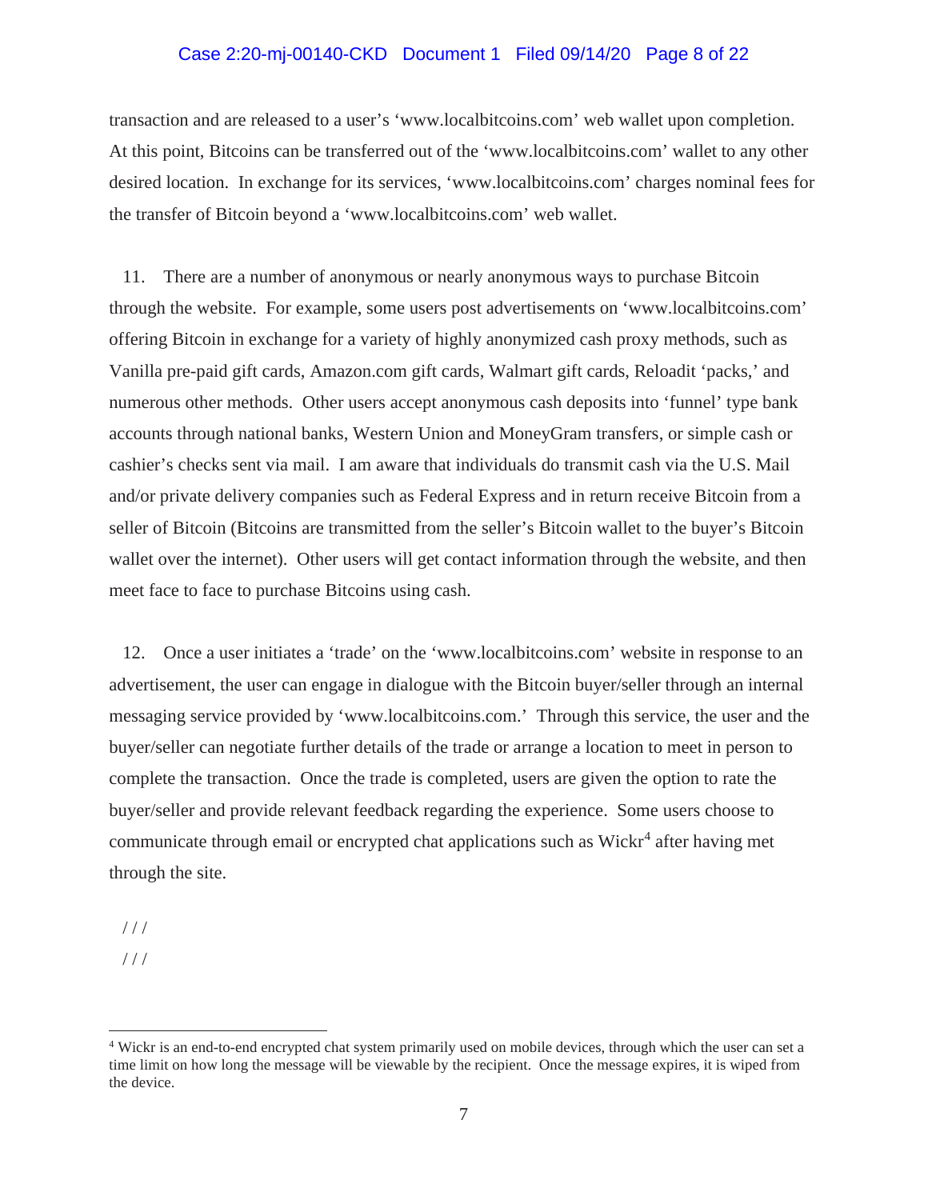transaction and are released to a user's 'www.localbitcoins.com' web wallet upon completion. At this point, Bitcoins can be transferred out of the 'www.localbitcoins.com' wallet to any other desired location. In exchange for its services, 'www.localbitcoins.com' charges nominal fees for the transfer of Bitcoin beyond a 'www.localbitcoins.com' web wallet.

11. There are a number of anonymous or nearly anonymous ways to purchase Bitcoin through the website. For example, some users post advertisements on 'www.localbitcoins.com' offering Bitcoin in exchange for a variety of highly anonymized cash proxy methods, such as Vanilla pre-paid gift cards, Amazon.com gift cards, Walmart gift cards, Reloadit 'packs,' and numerous other methods. Other users accept anonymous cash deposits into 'funnel' type bank accounts through national banks, Western Union and MoneyGram transfers, or simple cash or cashier's checks sent via mail. I am aware that individuals do transmit cash via the U.S. Mail and/or private delivery companies such as Federal Express and in return receive Bitcoin from a seller of Bitcoin (Bitcoins are transmitted from the seller's Bitcoin wallet to the buyer's Bitcoin wallet over the internet). Other users will get contact information through the website, and then meet face to face to purchase Bitcoins using cash.

12. Once a user initiates a 'trade' on the 'www.localbitcoins.com' website in response to an advertisement, the user can engage in dialogue with the Bitcoin buyer/seller through an internal messaging service provided by 'www.localbitcoins.com.' Through this service, the user and the buyer/seller can negotiate further details of the trade or arrange a location to meet in person to complete the transaction. Once the trade is completed, users are given the option to rate the buyer/seller and provide relevant feedback regarding the experience. Some users choose to communicate through email or encrypted chat applications such as Wickr[4] after having met through the site.

/ / /

/ / /

[4] Wickr is an end-to-end encrypted chat system primarily used on mobile devices, through which the user can set a time limit on how long the message will be viewable by the recipient. Once the message expires, it is wiped from the device.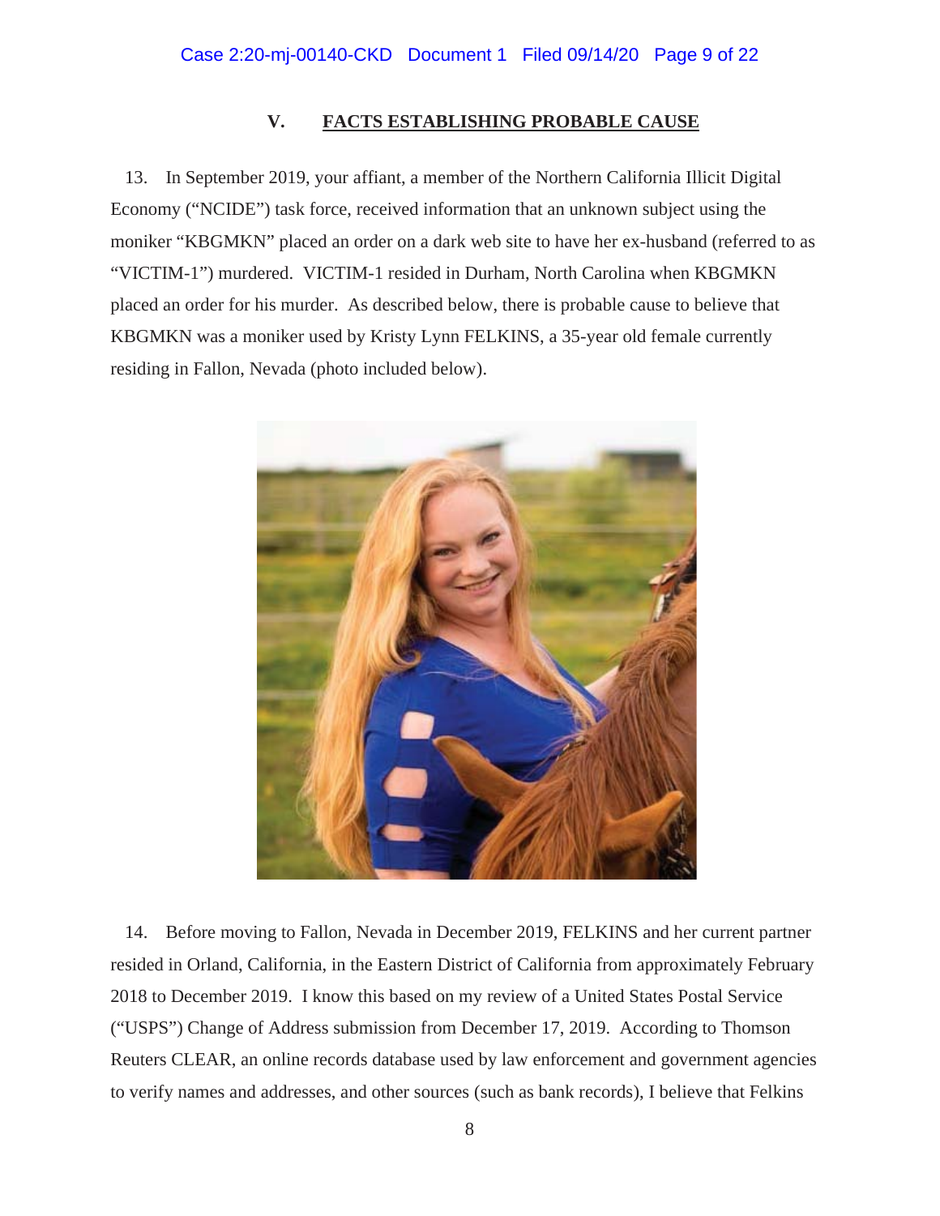## V. FACTS ESTABLISHING PROBABLE CAUSE

13. In September 2019, your affiant, a member of the Northern California Illicit Digital Economy ("NCIDE") task force, received information that an unknown subject using the moniker "KBGMKN" placed an order on a dark web site to have her ex-husband (referred to as "VICTIM-1") murdered. VICTIM-1 resided in Durham, North Carolina when KBGMKN placed an order for his murder. As described below, there is probable cause to believe that KBGMKN was a moniker used by Kristy Lynn FELKINS, a 35-year old female currently residing in Fallon, Nevada (photo included below).

14. Before moving to Fallon, Nevada in December 2019, FELKINS and her current partner resided in Orland, California, in the Eastern District of California from approximately February 2018 to December 2019. I know this based on my review of a United States Postal Service ("USPS") Change of Address submission from December 17, 2019. According to Thomson Reuters CLEAR, an online records database used by law enforcement and government agencies to verify names and addresses, and other sources (such as bank records), I believe that Felkins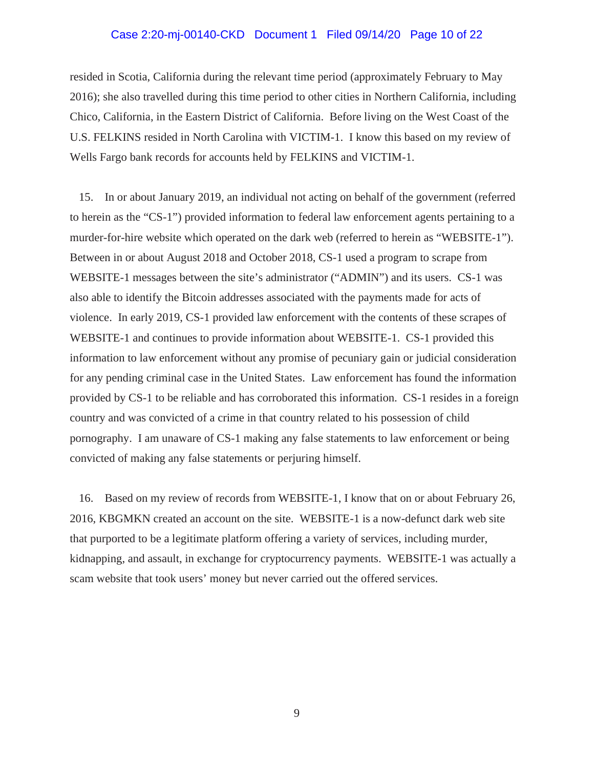resided in Scotia, California during the relevant time period (approximately February to May 2016); she also travelled during this time period to other cities in Northern California, including Chico, California, in the Eastern District of California. Before living on the West Coast of the U.S. FELKINS resided in North Carolina with VICTIM-1. I know this based on my review of Wells Fargo bank records for accounts held by FELKINS and VICTIM-1.

15. In or about January 2019, an individual not acting on behalf of the government (referred to herein as the "CS-1") provided information to federal law enforcement agents pertaining to a murder-for-hire website which operated on the dark web (referred to herein as "WEBSITE-1"). Between in or about August 2018 and October 2018, CS-1 used a program to scrape from WEBSITE-1 messages between the site's administrator ("ADMIN") and its users. CS-1 was also able to identify the Bitcoin addresses associated with the payments made for acts of violence. In early 2019, CS-1 provided law enforcement with the contents of these scrapes of WEBSITE-1 and continues to provide information about WEBSITE-1. CS-1 provided this information to law enforcement without any promise of pecuniary gain or judicial consideration for any pending criminal case in the United States. Law enforcement has found the information provided by CS-1 to be reliable and has corroborated this information. CS-1 resides in a foreign country and was convicted of a crime in that country related to his possession of child pornography. I am unaware of CS-1 making any false statements to law enforcement or being convicted of making any false statements or perjuring himself.

16. Based on my review of records from WEBSITE-1, I know that on or about February 26, 2016, KBGMKN created an account on the site. WEBSITE-1 is a now-defunct dark web site that purported to be a legitimate platform offering a variety of services, including murder, kidnapping, and assault, in exchange for cryptocurrency payments. WEBSITE-1 was actually a scam website that took users' money but never carried out the offered services.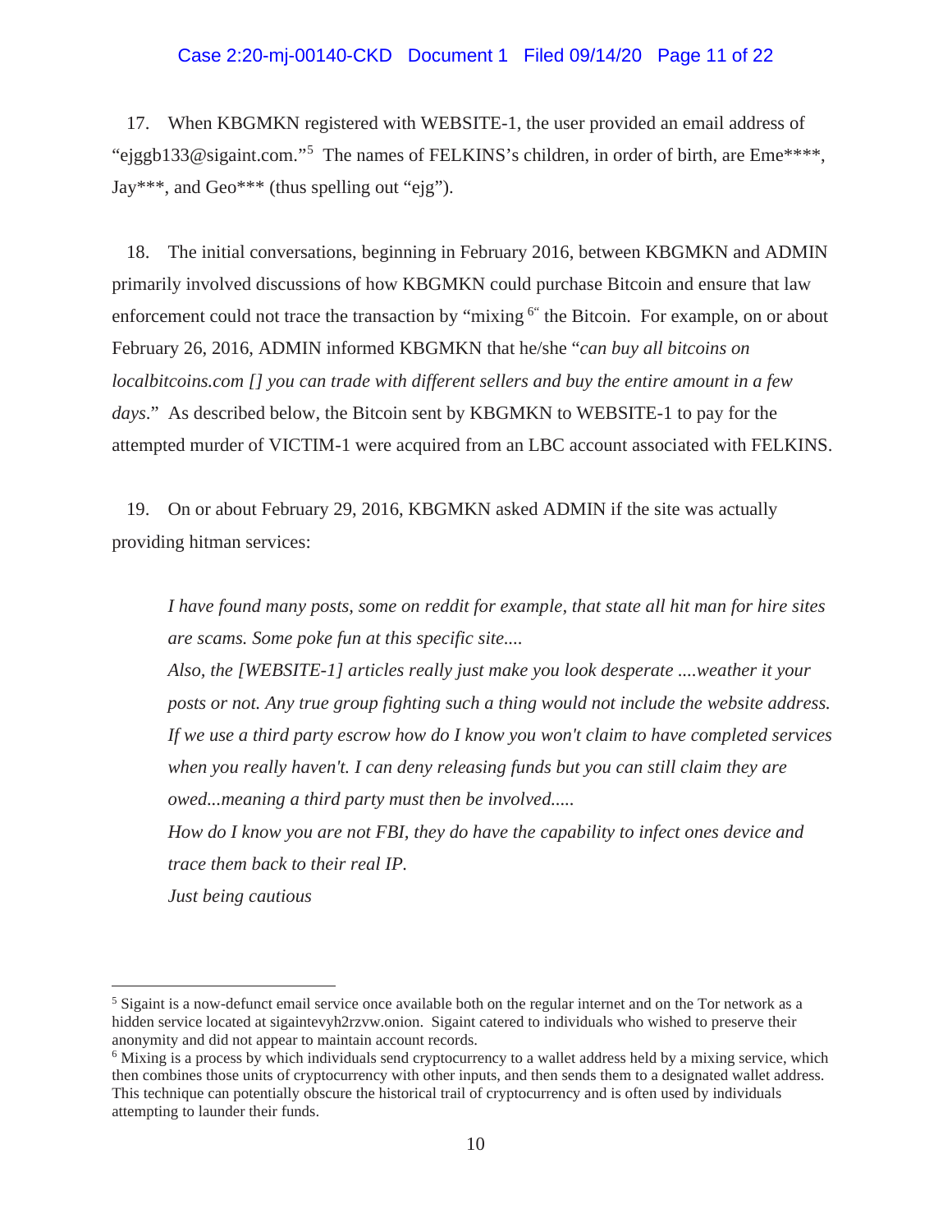17. When KBGMKN registered with WEBSITE-1, the user provided an email address of "ejggb133@sigaint.com."[5] The names of FELKINS's children, in order of birth, are Eme****, Jay***, and Geo*** (thus spelling out "ejg").

18. The initial conversations, beginning in February 2016, between KBGMKN and ADMIN primarily involved discussions of how KBGMKN could purchase Bitcoin and ensure that law enforcement could not trace the transaction by "mixing[6]" the Bitcoin. For example, on or about February 26, 2016, ADMIN informed KBGMKN that he/she "*can buy all bitcoins on localbitcoins.com [] you can trade with different sellers and buy the entire amount in a few days*." As described below, the Bitcoin sent by KBGMKN to WEBSITE-1 to pay for the attempted murder of VICTIM-1 were acquired from an LBC account associated with FELKINS.

19. On or about February 29, 2016, KBGMKN asked ADMIN if the site was actually providing hitman services:

> *I have found many posts, some on reddit for example, that state all hit man for hire sites are scams. Some poke fun at this specific site....*
> *Also, the [WEBSITE-1] articles really just make you look desperate ....weather it your posts or not. Any true group fighting such a thing would not include the website address. If we use a third party escrow how do I know you won't claim to have completed services when you really haven't. I can deny releasing funds but you can still claim they are owed...meaning a third party must then be involved.....*
> *How do I know you are not FBI, they do have the capability to infect ones device and trace them back to their real IP.*
> *Just being cautious*

---

[5] Sigaint is a now-defunct email service once available both on the regular internet and on the Tor network as a hidden service located at sigaintevyh2rzvw.onion. Sigaint catered to individuals who wished to preserve their anonymity and did not appear to maintain account records.

[6] Mixing is a process by which individuals send cryptocurrency to a wallet address held by a mixing service, which then combines those units of cryptocurrency with other inputs, and then sends them to a designated wallet address. This technique can potentially obscure the historical trail of cryptocurrency and is often used by individuals attempting to launder their funds.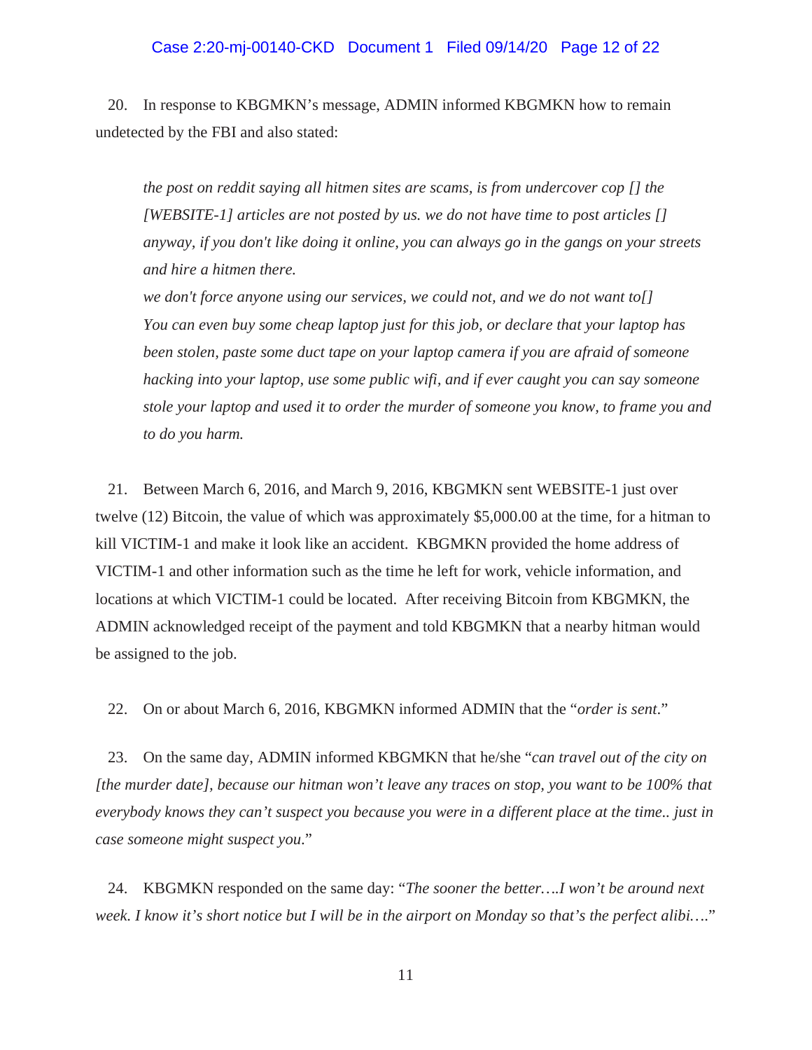20. In response to KBGMKN's message, ADMIN informed KBGMKN how to remain undetected by the FBI and also stated:

> *the post on reddit saying all hitmen sites are scams, is from undercover cop [] the [WEBSITE-1] articles are not posted by us. we do not have time to post articles [] anyway, if you don't like doing it online, you can always go in the gangs on your streets and hire a hitmen there.*
>
> *we don't force anyone using our services, we could not, and we do not want to[] You can even buy some cheap laptop just for this job, or declare that your laptop has been stolen, paste some duct tape on your laptop camera if you are afraid of someone hacking into your laptop, use some public wifi, and if ever caught you can say someone stole your laptop and used it to order the murder of someone you know, to frame you and to do you harm.*

21. Between March 6, 2016, and March 9, 2016, KBGMKN sent WEBSITE-1 just over twelve (12) Bitcoin, the value of which was approximately $5,000.00 at the time, for a hitman to kill VICTIM-1 and make it look like an accident. KBGMKN provided the home address of VICTIM-1 and other information such as the time he left for work, vehicle information, and locations at which VICTIM-1 could be located. After receiving Bitcoin from KBGMKN, the ADMIN acknowledged receipt of the payment and told KBGMKN that a nearby hitman would be assigned to the job.

22. On or about March 6, 2016, KBGMKN informed ADMIN that the "*order is sent*."

23. On the same day, ADMIN informed KBGMKN that he/she "*can travel out of the city on [the murder date], because our hitman won't leave any traces on stop, you want to be 100% that everybody knows they can't suspect you because you were in a different place at the time.. just in case someone might suspect you*."

24. KBGMKN responded on the same day: "*The sooner the better….I won't be around next week. I know it's short notice but I will be in the airport on Monday so that's the perfect alibi….*"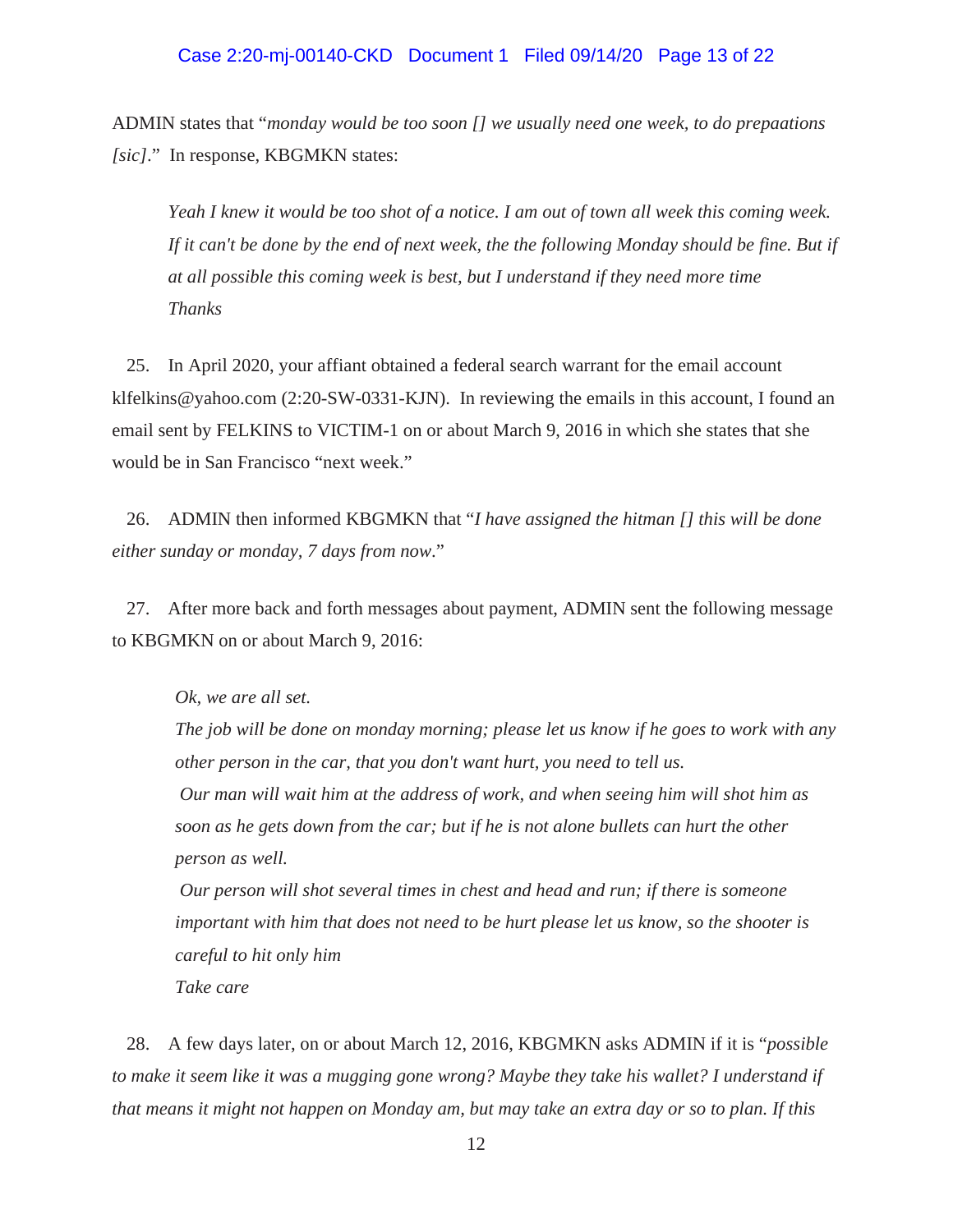ADMIN states that "*monday would be too soon [] we usually need one week, to do prepaations [sic]*." In response, KBGMKN states:

> *Yeah I knew it would be too shot of a notice. I am out of town all week this coming week. If it can't be done by the end of next week, the the following Monday should be fine. But if at all possible this coming week is best, but I understand if they need more time*
> *Thanks*

25. In April 2020, your affiant obtained a federal search warrant for the email account klfelkins@yahoo.com (2:20-SW-0331-KJN). In reviewing the emails in this account, I found an email sent by FELKINS to VICTIM-1 on or about March 9, 2016 in which she states that she would be in San Francisco "next week."

26. ADMIN then informed KBGMKN that "*I have assigned the hitman [] this will be done either sunday or monday, 7 days from now*."

27. After more back and forth messages about payment, ADMIN sent the following message to KBGMKN on or about March 9, 2016:

> *Ok, we are all set.*
> *The job will be done on monday morning; please let us know if he goes to work with any other person in the car, that you don't want hurt, you need to tell us.*
> *Our man will wait him at the address of work, and when seeing him will shot him as soon as he gets down from the car; but if he is not alone bullets can hurt the other person as well.*
> *Our person will shot several times in chest and head and run; if there is someone important with him that does not need to be hurt please let us know, so the shooter is careful to hit only him*
> *Take care*

28. A few days later, on or about March 12, 2016, KBGMKN asks ADMIN if it is "*possible to make it seem like it was a mugging gone wrong? Maybe they take his wallet? I understand if that means it might not happen on Monday am, but may take an extra day or so to plan. If this*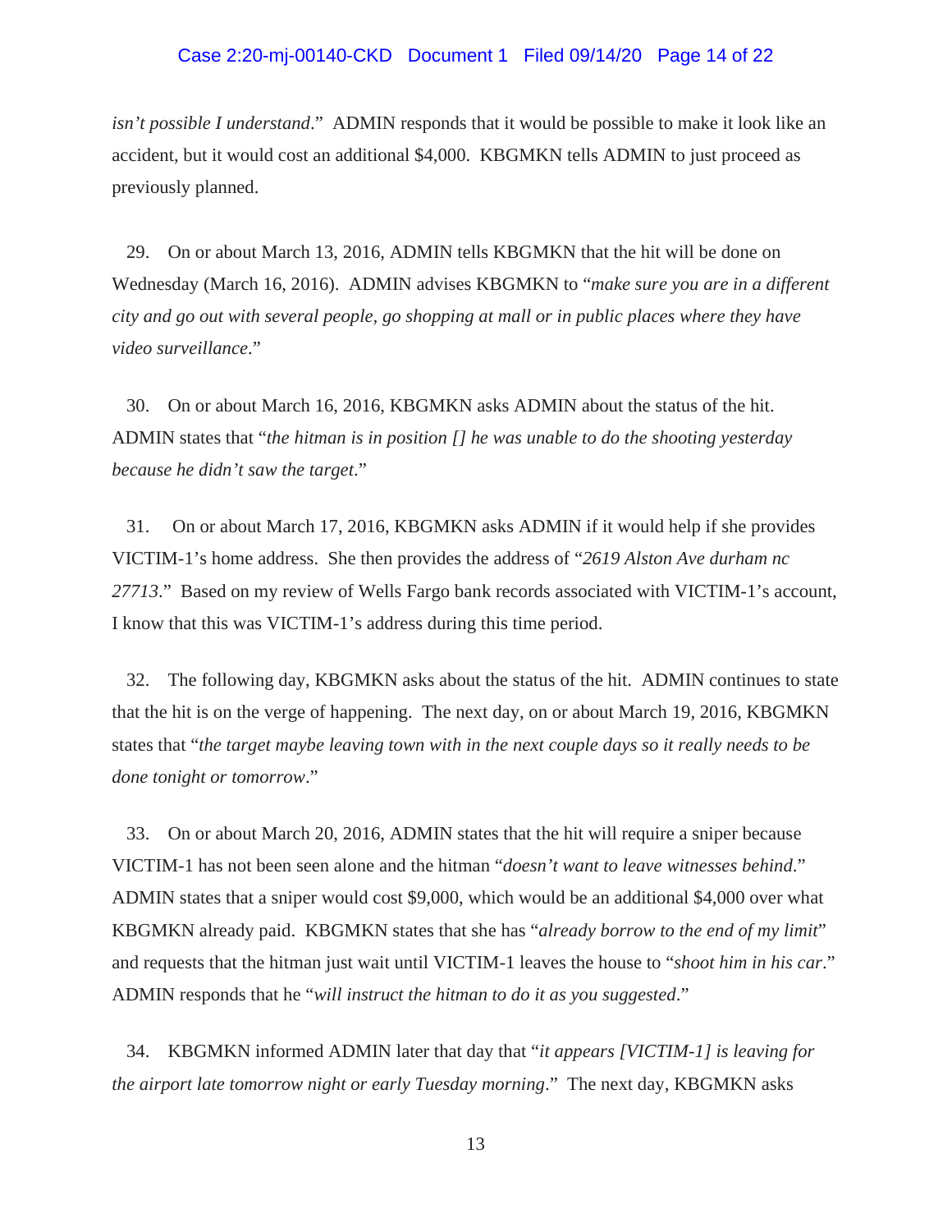*isn't possible I understand*." ADMIN responds that it would be possible to make it look like an accident, but it would cost an additional $4,000. KBGMKN tells ADMIN to just proceed as previously planned.

29. On or about March 13, 2016, ADMIN tells KBGMKN that the hit will be done on Wednesday (March 16, 2016). ADMIN advises KBGMKN to "*make sure you are in a different city and go out with several people, go shopping at mall or in public places where they have video surveillance*."

30. On or about March 16, 2016, KBGMKN asks ADMIN about the status of the hit. ADMIN states that "*the hitman is in position [] he was unable to do the shooting yesterday because he didn't saw the target*."

31. On or about March 17, 2016, KBGMKN asks ADMIN if it would help if she provides VICTIM-1's home address. She then provides the address of "*2619 Alston Ave durham nc 27713*." Based on my review of Wells Fargo bank records associated with VICTIM-1's account, I know that this was VICTIM-1's address during this time period.

32. The following day, KBGMKN asks about the status of the hit. ADMIN continues to state that the hit is on the verge of happening. The next day, on or about March 19, 2016, KBGMKN states that "*the target maybe leaving town with in the next couple days so it really needs to be done tonight or tomorrow*."

33. On or about March 20, 2016, ADMIN states that the hit will require a sniper because VICTIM-1 has not been seen alone and the hitman "*doesn't want to leave witnesses behind*." ADMIN states that a sniper would cost $9,000, which would be an additional $4,000 over what KBGMKN already paid. KBGMKN states that she has "*already borrow to the end of my limit*" and requests that the hitman just wait until VICTIM-1 leaves the house to "*shoot him in his car*." ADMIN responds that he "*will instruct the hitman to do it as you suggested*."

34. KBGMKN informed ADMIN later that day that "*it appears [VICTIM-1] is leaving for the airport late tomorrow night or early Tuesday morning*." The next day, KBGMKN asks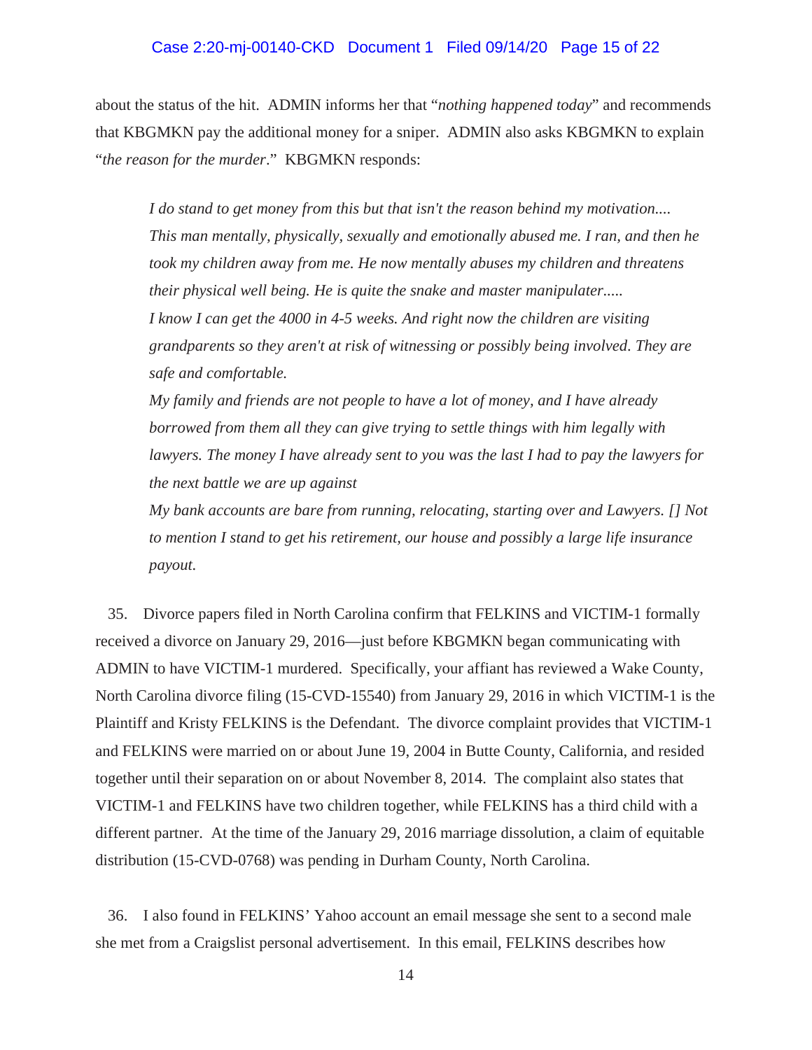about the status of the hit. ADMIN informs her that "*nothing happened today*" and recommends that KBGMKN pay the additional money for a sniper. ADMIN also asks KBGMKN to explain "*the reason for the murder*." KBGMKN responds:

> *I do stand to get money from this but that isn't the reason behind my motivation.... This man mentally, physically, sexually and emotionally abused me. I ran, and then he took my children away from me. He now mentally abuses my children and threatens their physical well being. He is quite the snake and master manipulater.....*
> *I know I can get the 4000 in 4-5 weeks. And right now the children are visiting grandparents so they aren't at risk of witnessing or possibly being involved. They are safe and comfortable.*
> *My family and friends are not people to have a lot of money, and I have already borrowed from them all they can give trying to settle things with him legally with lawyers. The money I have already sent to you was the last I had to pay the lawyers for the next battle we are up against*
> *My bank accounts are bare from running, relocating, starting over and Lawyers. [] Not to mention I stand to get his retirement, our house and possibly a large life insurance payout.*

35. Divorce papers filed in North Carolina confirm that FELKINS and VICTIM-1 formally received a divorce on January 29, 2016—just before KBGMKN began communicating with ADMIN to have VICTIM-1 murdered. Specifically, your affiant has reviewed a Wake County, North Carolina divorce filing (15-CVD-15540) from January 29, 2016 in which VICTIM-1 is the Plaintiff and Kristy FELKINS is the Defendant. The divorce complaint provides that VICTIM-1 and FELKINS were married on or about June 19, 2004 in Butte County, California, and resided together until their separation on or about November 8, 2014. The complaint also states that VICTIM-1 and FELKINS have two children together, while FELKINS has a third child with a different partner. At the time of the January 29, 2016 marriage dissolution, a claim of equitable distribution (15-CVD-0768) was pending in Durham County, North Carolina.

36. I also found in FELKINS' Yahoo account an email message she sent to a second male she met from a Craigslist personal advertisement. In this email, FELKINS describes how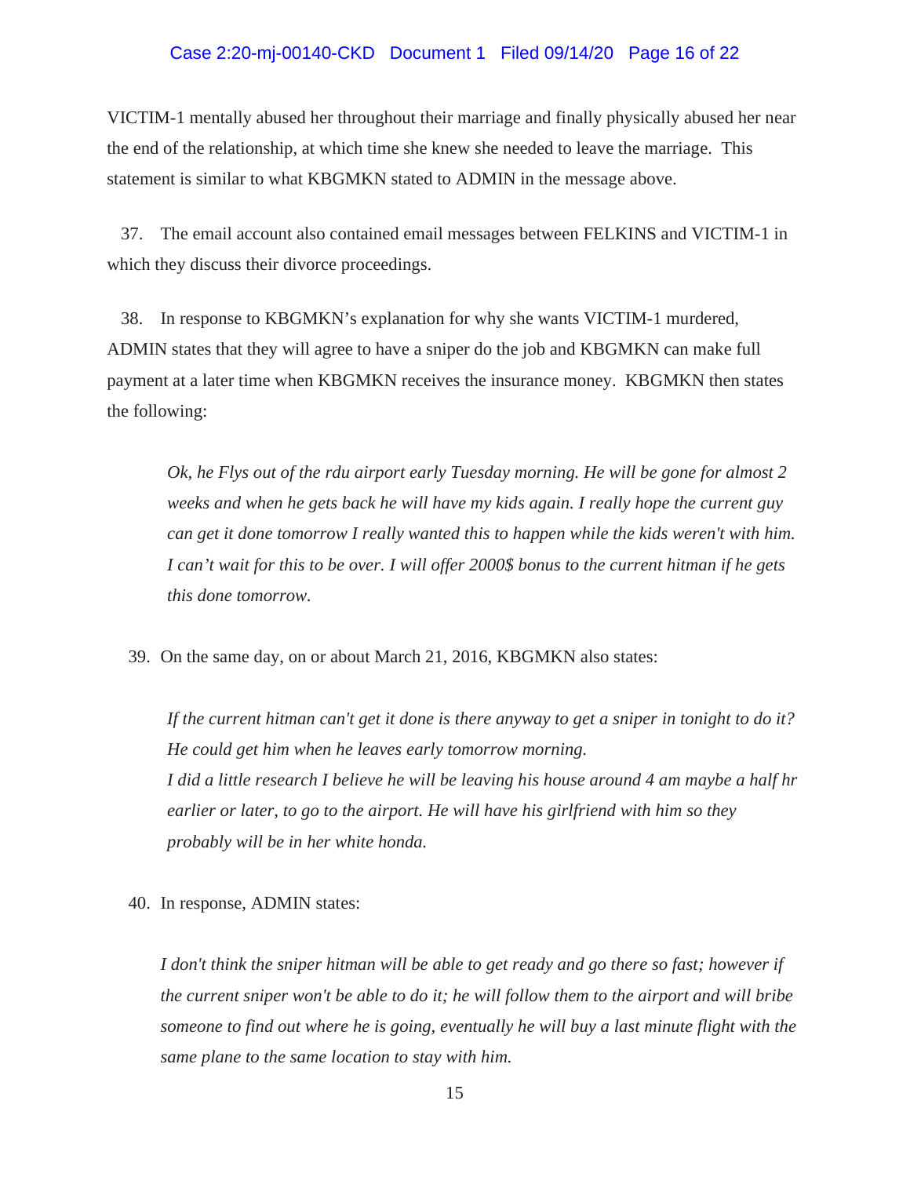VICTIM-1 mentally abused her throughout their marriage and finally physically abused her near the end of the relationship, at which time she knew she needed to leave the marriage. This statement is similar to what KBGMKN stated to ADMIN in the message above.

37. The email account also contained email messages between FELKINS and VICTIM-1 in which they discuss their divorce proceedings.

38. In response to KBGMKN's explanation for why she wants VICTIM-1 murdered, ADMIN states that they will agree to have a sniper do the job and KBGMKN can make full payment at a later time when KBGMKN receives the insurance money. KBGMKN then states the following:

> *Ok, he Flys out of the rdu airport early Tuesday morning. He will be gone for almost 2 weeks and when he gets back he will have my kids again. I really hope the current guy can get it done tomorrow I really wanted this to happen while the kids weren't with him. I can't wait for this to be over. I will offer 2000$ bonus to the current hitman if he gets this done tomorrow.*

39. On the same day, on or about March 21, 2016, KBGMKN also states:

> *If the current hitman can't get it done is there anyway to get a sniper in tonight to do it? He could get him when he leaves early tomorrow morning.*
> *I did a little research I believe he will be leaving his house around 4 am maybe a half hr earlier or later, to go to the airport. He will have his girlfriend with him so they probably will be in her white honda.*

40. In response, ADMIN states:

> *I don't think the sniper hitman will be able to get ready and go there so fast; however if the current sniper won't be able to do it; he will follow them to the airport and will bribe someone to find out where he is going, eventually he will buy a last minute flight with the same plane to the same location to stay with him.*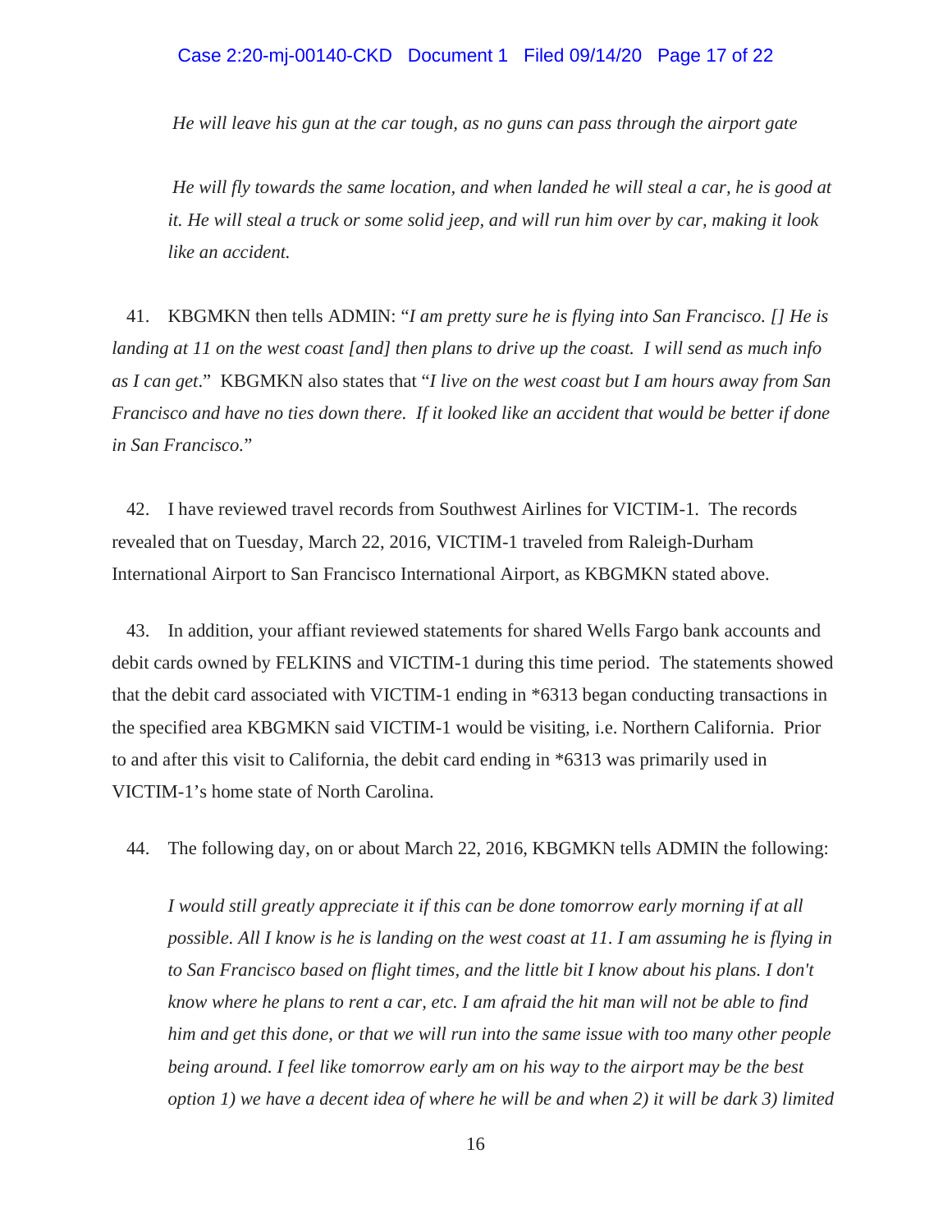*He will leave his gun at the car tough, as no guns can pass through the airport gate*

*He will fly towards the same location, and when landed he will steal a car, he is good at it. He will steal a truck or some solid jeep, and will run him over by car, making it look like an accident.*

41. KBGMKN then tells ADMIN: "*I am pretty sure he is flying into San Francisco. [] He is landing at 11 on the west coast [and] then plans to drive up the coast. I will send as much info as I can get*." KBGMKN also states that "*I live on the west coast but I am hours away from San Francisco and have no ties down there. If it looked like an accident that would be better if done in San Francisco.*"

42. I have reviewed travel records from Southwest Airlines for VICTIM-1. The records revealed that on Tuesday, March 22, 2016, VICTIM-1 traveled from Raleigh-Durham International Airport to San Francisco International Airport, as KBGMKN stated above.

43. In addition, your affiant reviewed statements for shared Wells Fargo bank accounts and debit cards owned by FELKINS and VICTIM-1 during this time period. The statements showed that the debit card associated with VICTIM-1 ending in *6313 began conducting transactions in the specified area KBGMKN said VICTIM-1 would be visiting, i.e. Northern California. Prior to and after this visit to California, the debit card ending in *6313 was primarily used in VICTIM-1's home state of North Carolina.

44. The following day, on or about March 22, 2016, KBGMKN tells ADMIN the following:

*I would still greatly appreciate it if this can be done tomorrow early morning if at all possible. All I know is he is landing on the west coast at 11. I am assuming he is flying in to San Francisco based on flight times, and the little bit I know about his plans. I don't know where he plans to rent a car, etc. I am afraid the hit man will not be able to find him and get this done, or that we will run into the same issue with too many other people being around. I feel like tomorrow early am on his way to the airport may be the best option 1) we have a decent idea of where he will be and when 2) it will be dark 3) limited*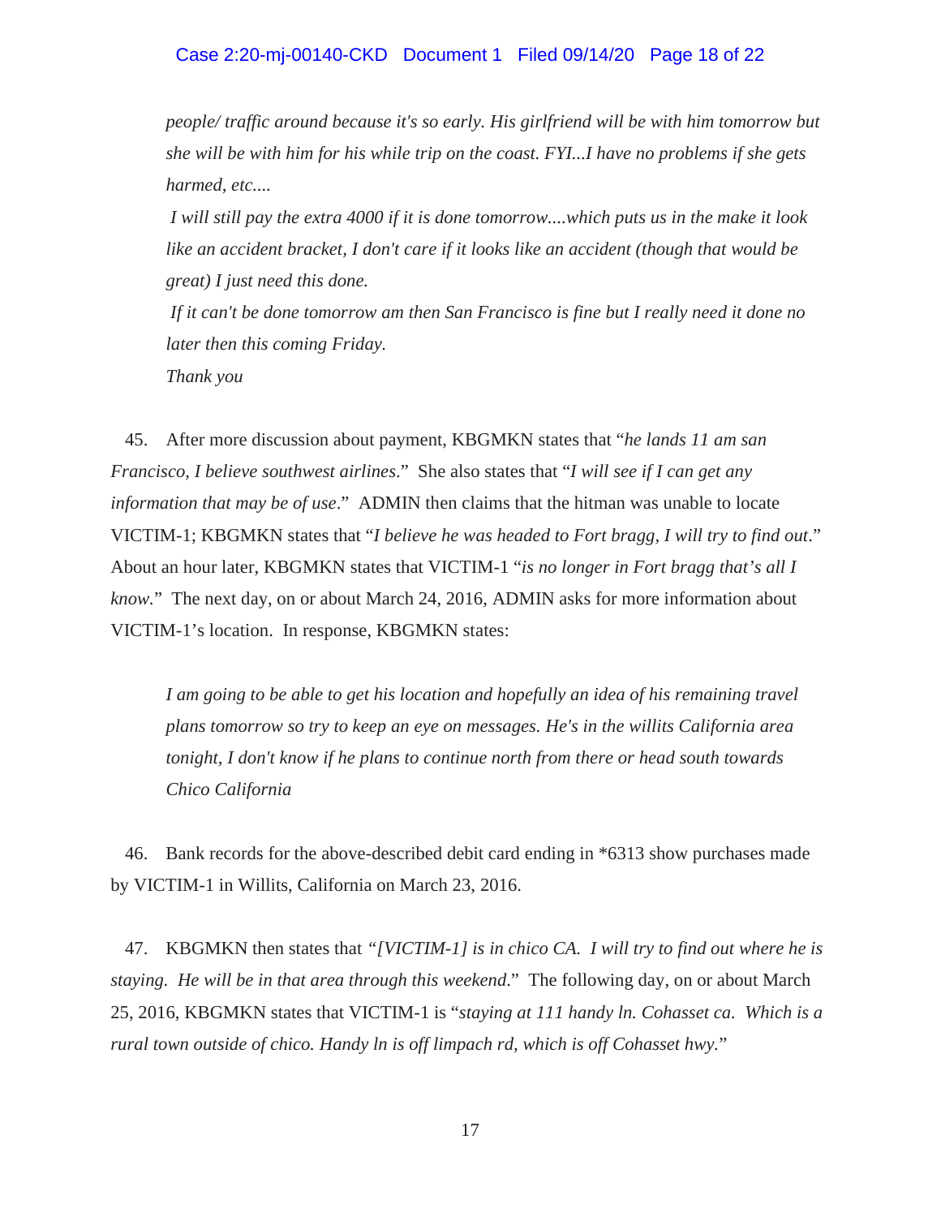*people/ traffic around because it's so early. His girlfriend will be with him tomorrow but she will be with him for his while trip on the coast. FYI...I have no problems if she gets harmed, etc....*

> *I will still pay the extra 4000 if it is done tomorrow....which puts us in the make it look like an accident bracket, I don't care if it looks like an accident (though that would be great) I just need this done.*
>
> *If it can't be done tomorrow am then San Francisco is fine but I really need it done no later then this coming Friday.*
>
> *Thank you*

45. After more discussion about payment, KBGMKN states that "*he lands 11 am san Francisco, I believe southwest airlines*." She also states that "*I will see if I can get any information that may be of use*." ADMIN then claims that the hitman was unable to locate VICTIM-1; KBGMKN states that "*I believe he was headed to Fort bragg, I will try to find out*." About an hour later, KBGMKN states that VICTIM-1 "*is no longer in Fort bragg that's all I know*." The next day, on or about March 24, 2016, ADMIN asks for more information about VICTIM-1's location. In response, KBGMKN states:

> *I am going to be able to get his location and hopefully an idea of his remaining travel plans tomorrow so try to keep an eye on messages. He's in the willits California area tonight, I don't know if he plans to continue north from there or head south towards Chico California*

46. Bank records for the above-described debit card ending in *6313 show purchases made by VICTIM-1 in Willits, California on March 23, 2016.

47. KBGMKN then states that *"[VICTIM-1] is in chico CA. I will try to find out where he is staying. He will be in that area through this weekend*." The following day, on or about March 25, 2016, KBGMKN states that VICTIM-1 is "*staying at 111 handy ln. Cohasset ca. Which is a rural town outside of chico. Handy ln is off limpach rd, which is off Cohasset hwy.*"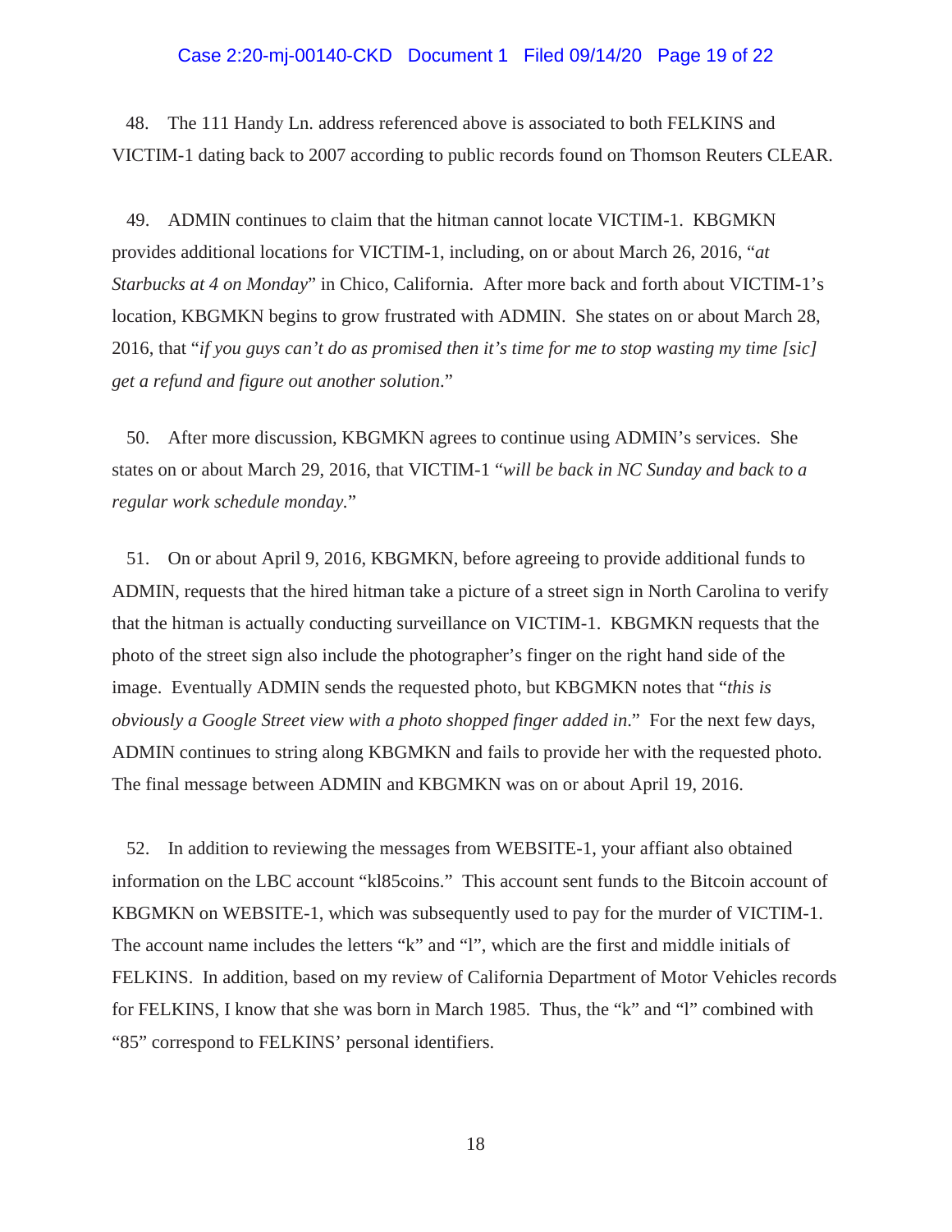48. The 111 Handy Ln. address referenced above is associated to both FELKINS and VICTIM-1 dating back to 2007 according to public records found on Thomson Reuters CLEAR.

49. ADMIN continues to claim that the hitman cannot locate VICTIM-1. KBGMKN provides additional locations for VICTIM-1, including, on or about March 26, 2016, "*at Starbucks at 4 on Monday*" in Chico, California. After more back and forth about VICTIM-1's location, KBGMKN begins to grow frustrated with ADMIN. She states on or about March 28, 2016, that "*if you guys can't do as promised then it's time for me to stop wasting my time [sic] get a refund and figure out another solution.*"

50. After more discussion, KBGMKN agrees to continue using ADMIN's services. She states on or about March 29, 2016, that VICTIM-1 "*will be back in NC Sunday and back to a regular work schedule monday.*"

51. On or about April 9, 2016, KBGMKN, before agreeing to provide additional funds to ADMIN, requests that the hired hitman take a picture of a street sign in North Carolina to verify that the hitman is actually conducting surveillance on VICTIM-1. KBGMKN requests that the photo of the street sign also include the photographer's finger on the right hand side of the image. Eventually ADMIN sends the requested photo, but KBGMKN notes that "*this is obviously a Google Street view with a photo shopped finger added in.*" For the next few days, ADMIN continues to string along KBGMKN and fails to provide her with the requested photo. The final message between ADMIN and KBGMKN was on or about April 19, 2016.

52. In addition to reviewing the messages from WEBSITE-1, your affiant also obtained information on the LBC account "kl85coins." This account sent funds to the Bitcoin account of KBGMKN on WEBSITE-1, which was subsequently used to pay for the murder of VICTIM-1. The account name includes the letters "k" and "l", which are the first and middle initials of FELKINS. In addition, based on my review of California Department of Motor Vehicles records for FELKINS, I know that she was born in March 1985. Thus, the "k" and "l" combined with "85" correspond to FELKINS' personal identifiers.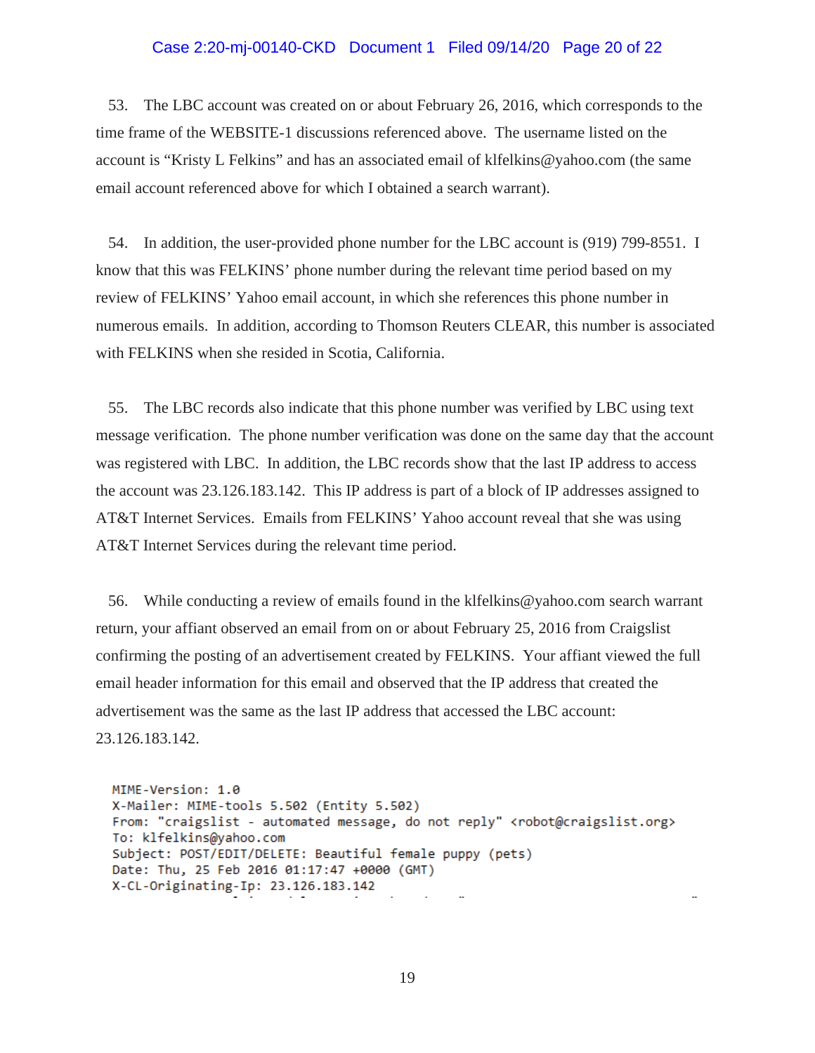53. The LBC account was created on or about February 26, 2016, which corresponds to the time frame of the WEBSITE-1 discussions referenced above. The username listed on the account is "Kristy L Felkins" and has an associated email of klfelkins@yahoo.com (the same email account referenced above for which I obtained a search warrant).

54. In addition, the user-provided phone number for the LBC account is (919) 799-8551. I know that this was FELKINS' phone number during the relevant time period based on my review of FELKINS' Yahoo email account, in which she references this phone number in numerous emails. In addition, according to Thomson Reuters CLEAR, this number is associated with FELKINS when she resided in Scotia, California.

55. The LBC records also indicate that this phone number was verified by LBC using text message verification. The phone number verification was done on the same day that the account was registered with LBC. In addition, the LBC records show that the last IP address to access the account was 23.126.183.142. This IP address is part of a block of IP addresses assigned to AT&T Internet Services. Emails from FELKINS' Yahoo account reveal that she was using AT&T Internet Services during the relevant time period.

56. While conducting a review of emails found in the klfelkins@yahoo.com search warrant return, your affiant observed an email from on or about February 25, 2016 from Craigslist confirming the posting of an advertisement created by FELKINS. Your affiant viewed the full email header information for this email and observed that the IP address that created the advertisement was the same as the last IP address that accessed the LBC account: 23.126.183.142.

```
MIME-Version: 1.0
X-Mailer: MIME-tools 5.502 (Entity 5.502)
From: "craigslist - automated message, do not reply" <robot@craigslist.org>
To: klfelkins@yahoo.com
Subject: POST/EDIT/DELETE: Beautiful female puppy (pets)
Date: Thu, 25 Feb 2016 01:17:47 +0000 (GMT)
X-CL-Originating-Ip: 23.126.183.142
```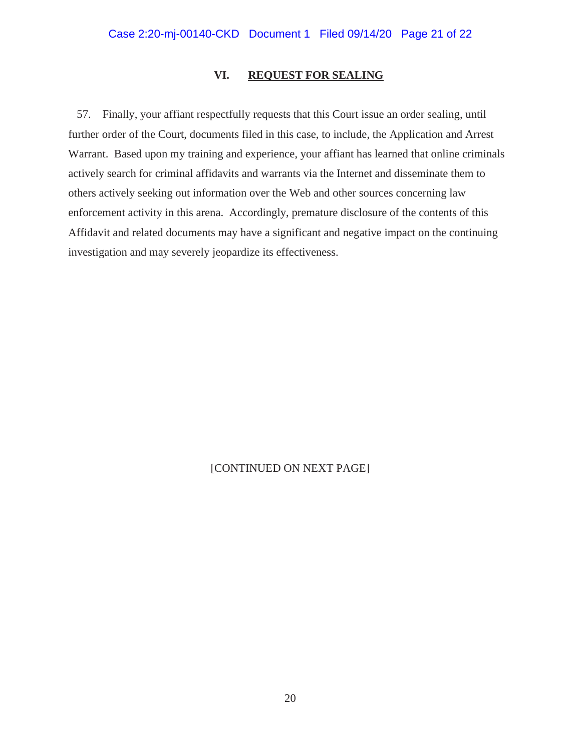## VI. REQUEST FOR SEALING

57. Finally, your affiant respectfully requests that this Court issue an order sealing, until further order of the Court, documents filed in this case, to include, the Application and Arrest Warrant. Based upon my training and experience, your affiant has learned that online criminals actively search for criminal affidavits and warrants via the Internet and disseminate them to others actively seeking out information over the Web and other sources concerning law enforcement activity in this arena. Accordingly, premature disclosure of the contents of this Affidavit and related documents may have a significant and negative impact on the continuing investigation and may severely jeopardize its effectiveness.

[CONTINUED ON NEXT PAGE]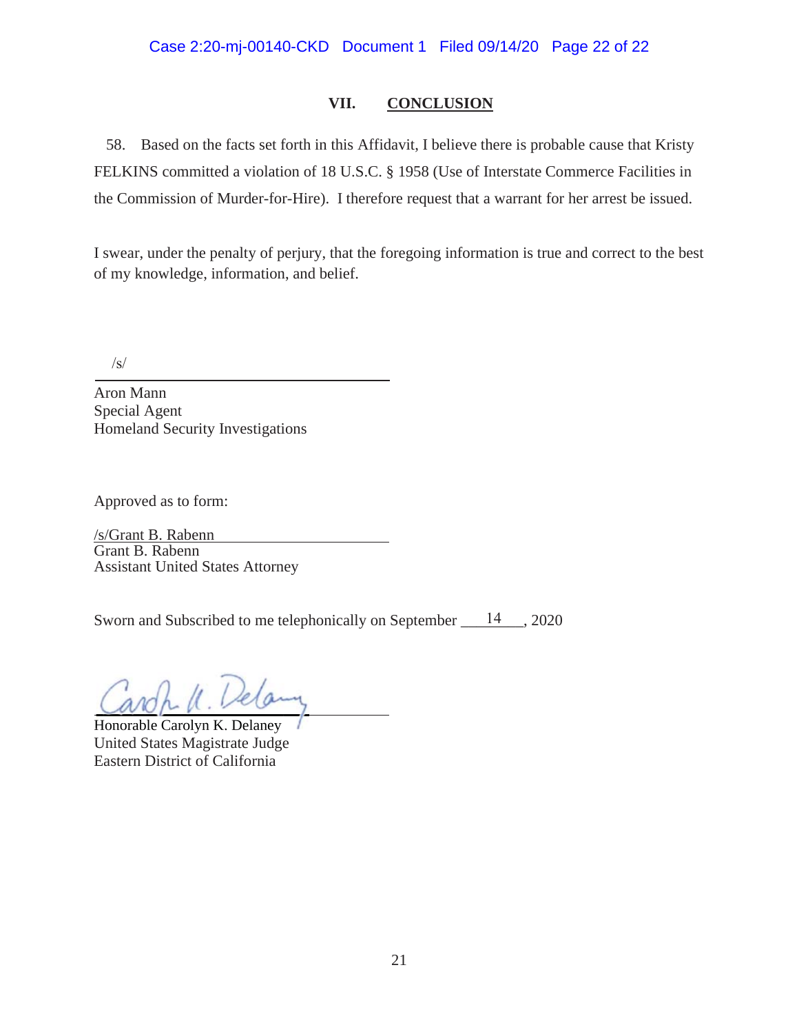## VII. CONCLUSION

58. Based on the facts set forth in this Affidavit, I believe there is probable cause that Kristy FELKINS committed a violation of 18 U.S.C. § 1958 (Use of Interstate Commerce Facilities in the Commission of Murder-for-Hire). I therefore request that a warrant for her arrest be issued.

I swear, under the penalty of perjury, that the foregoing information is true and correct to the best of my knowledge, information, and belief.

/s/

Aron Mann
Special Agent
Homeland Security Investigations

Approved as to form:

/s/Grant B. Rabenn
Grant B. Rabenn
Assistant United States Attorney

Sworn and Subscribed to me telephonically on September 14, 2020

Honorable Carolyn K. Delaney
United States Magistrate Judge
Eastern District of California